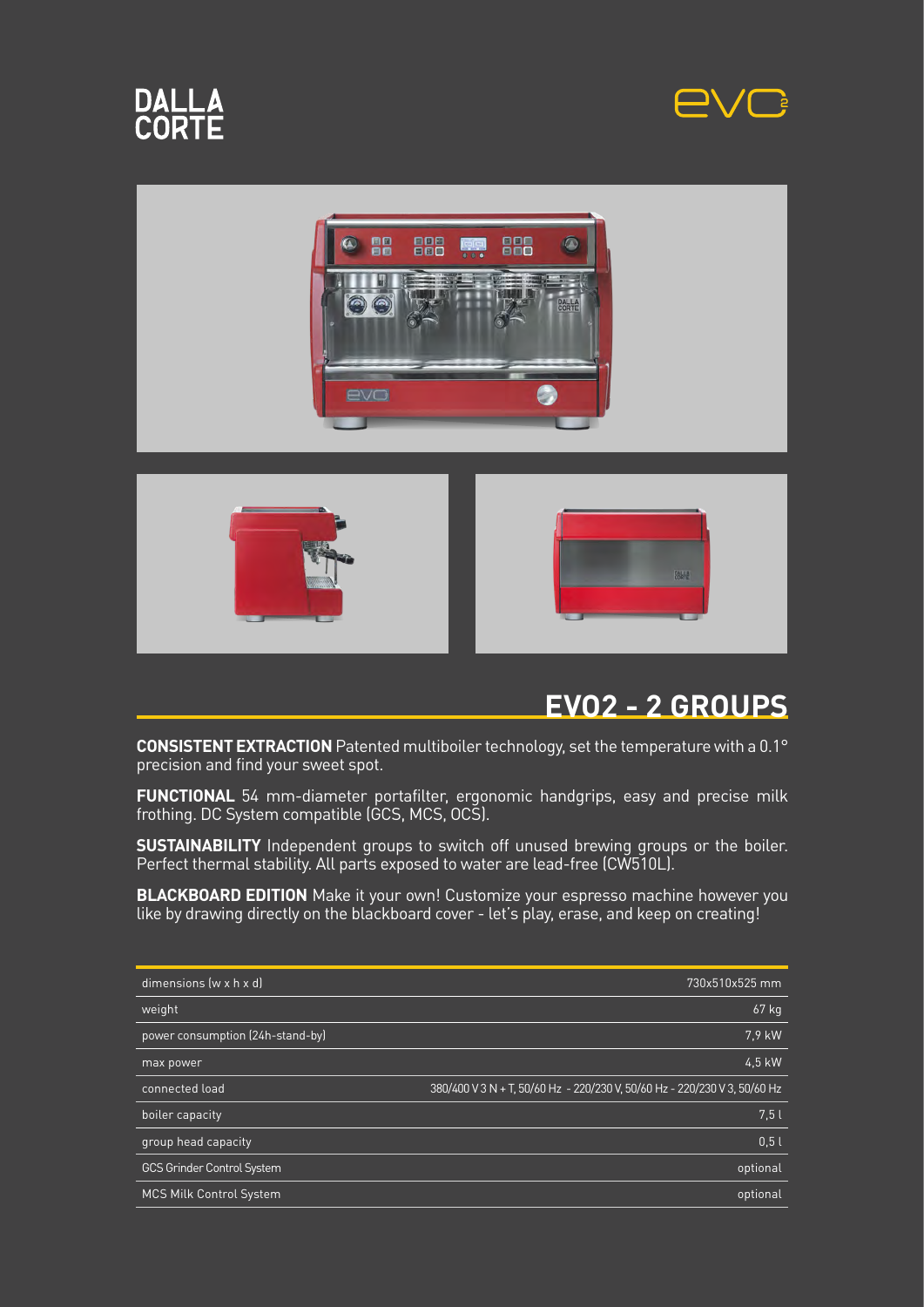DALLA CORTE

evo2

## EVO2 - 2 GROUPS

**CONSISTENT EXTRACTION** Patented multiboiler technology, set the temperature with a 0.1° precision and find your sweet spot.

**FUNCTIONAL** 54 mm-diameter portafilter, ergonomic handgrips, easy and precise milk frothing. DC System compatible (GCS, MCS, OCS).

**SUSTAINABILITY** Independent groups to switch off unused brewing groups or the boiler. Perfect thermal stability. All parts exposed to water are lead-free (CW510L).

**BLACKBOARD EDITION** Make it your own! Customize your espresso machine however you like by drawing directly on the blackboard cover - let's play, erase, and keep on creating!

| | |
|---|---|
| dimensions (w x h x d) | 730x510x525 mm |
| weight | 67 kg |
| power consumption (24h-stand-by) | 7,9 kW |
| max power | 4,5 kW |
| connected load | 380/400 V 3 N + T, 50/60 Hz - 220/230 V, 50/60 Hz - 220/230 V 3, 50/60 Hz |
| boiler capacity | 7,5 l |
| group head capacity | 0,5 l |
| GCS Grinder Control System | optional |
| MCS Milk Control System | optional |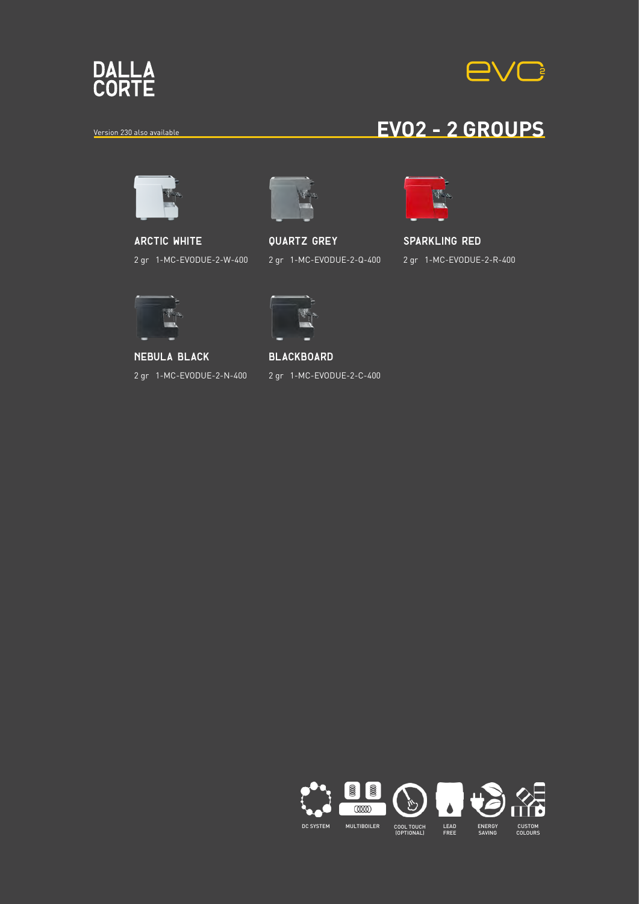DALLA CORTE

evo2

Version 230 also available

# EVO2 - 2 GROUPS

**ARCTIC WHITE**

2 gr 1-MC-EVODUE-2-W-400

**QUARTZ GREY**

2 gr 1-MC-EVODUE-2-Q-400

**SPARKLING RED**

2 gr 1-MC-EVODUE-2-R-400

**NEBULA BLACK**

2 gr 1-MC-EVODUE-2-N-400

**BLACKBOARD**

2 gr 1-MC-EVODUE-2-C-400

DC SYSTEM | MULTIBOILER | COOL TOUCH (OPTIONAL) | LEAD FREE | ENERGY SAVING | CUSTOM COLOURS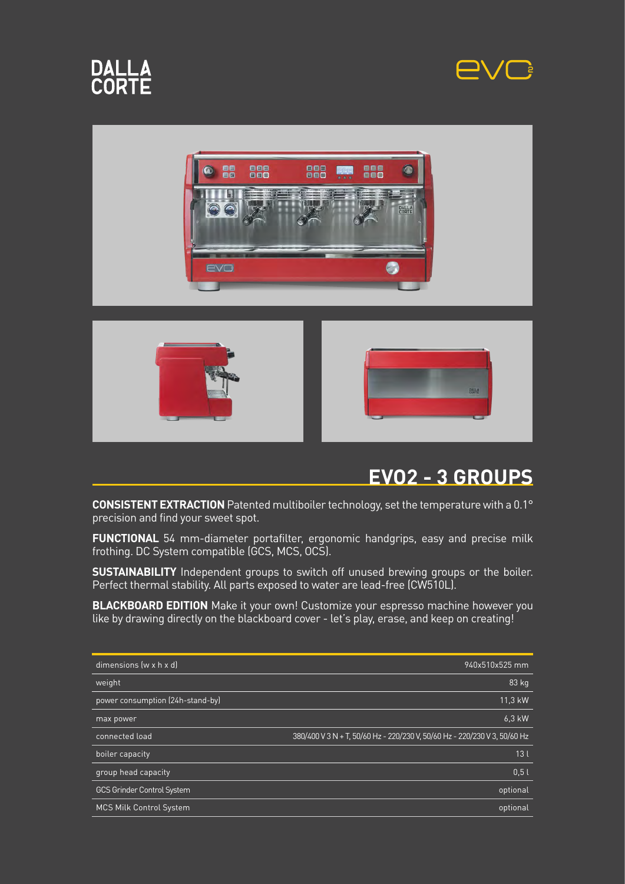DALLA CORTE

evo2

## EVO2 - 3 GROUPS

**CONSISTENT EXTRACTION** Patented multiboiler technology, set the temperature with a 0.1° precision and find your sweet spot.

**FUNCTIONAL** 54 mm-diameter portafilter, ergonomic handgrips, easy and precise milk frothing. DC System compatible (GCS, MCS, OCS).

**SUSTAINABILITY** Independent groups to switch off unused brewing groups or the boiler. Perfect thermal stability. All parts exposed to water are lead-free (CW510L).

**BLACKBOARD EDITION** Make it your own! Customize your espresso machine however you like by drawing directly on the blackboard cover - let's play, erase, and keep on creating!

| | |
|---|---|
| dimensions (w x h x d) | 940x510x525 mm |
| weight | 83 kg |
| power consumption (24h-stand-by) | 11,3 kW |
| max power | 6,3 kW |
| connected load | 380/400 V 3 N + T, 50/60 Hz - 220/230 V, 50/60 Hz - 220/230 V 3, 50/60 Hz |
| boiler capacity | 13 l |
| group head capacity | 0,5 l |
| GCS Grinder Control System | optional |
| MCS Milk Control System | optional |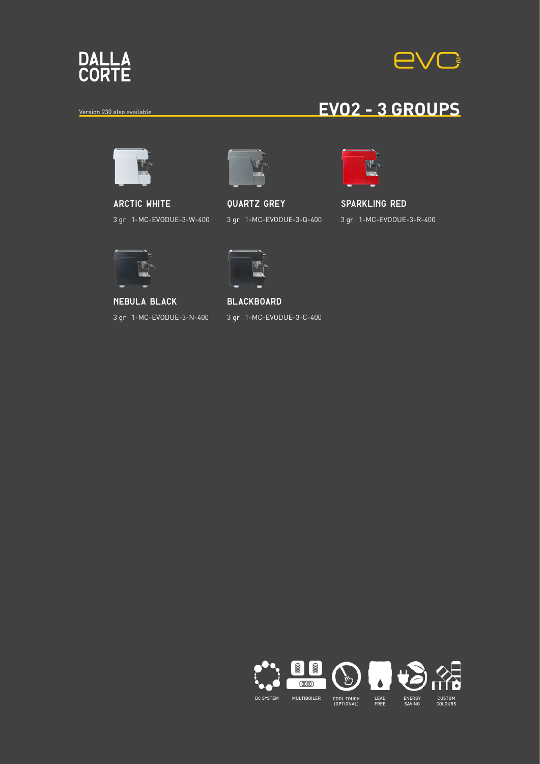DALLA CORTE

evo2

Version 230 also available

# EVO2 - 3 GROUPS

**ARCTIC WHITE**

3 gr 1-MC-EVODUE-3-W-400

**QUARTZ GREY**

3 gr 1-MC-EVODUE-3-Q-400

**SPARKLING RED**

3 gr 1-MC-EVODUE-3-R-400

**NEBULA BLACK**

3 gr 1-MC-EVODUE-3-N-400

**BLACKBOARD**

3 gr 1-MC-EVODUE-3-C-400

DC SYSTEM | MULTIBOILER | COOL TOUCH (OPTIONAL) | LEAD FREE | ENERGY SAVING | CUSTOM COLOURS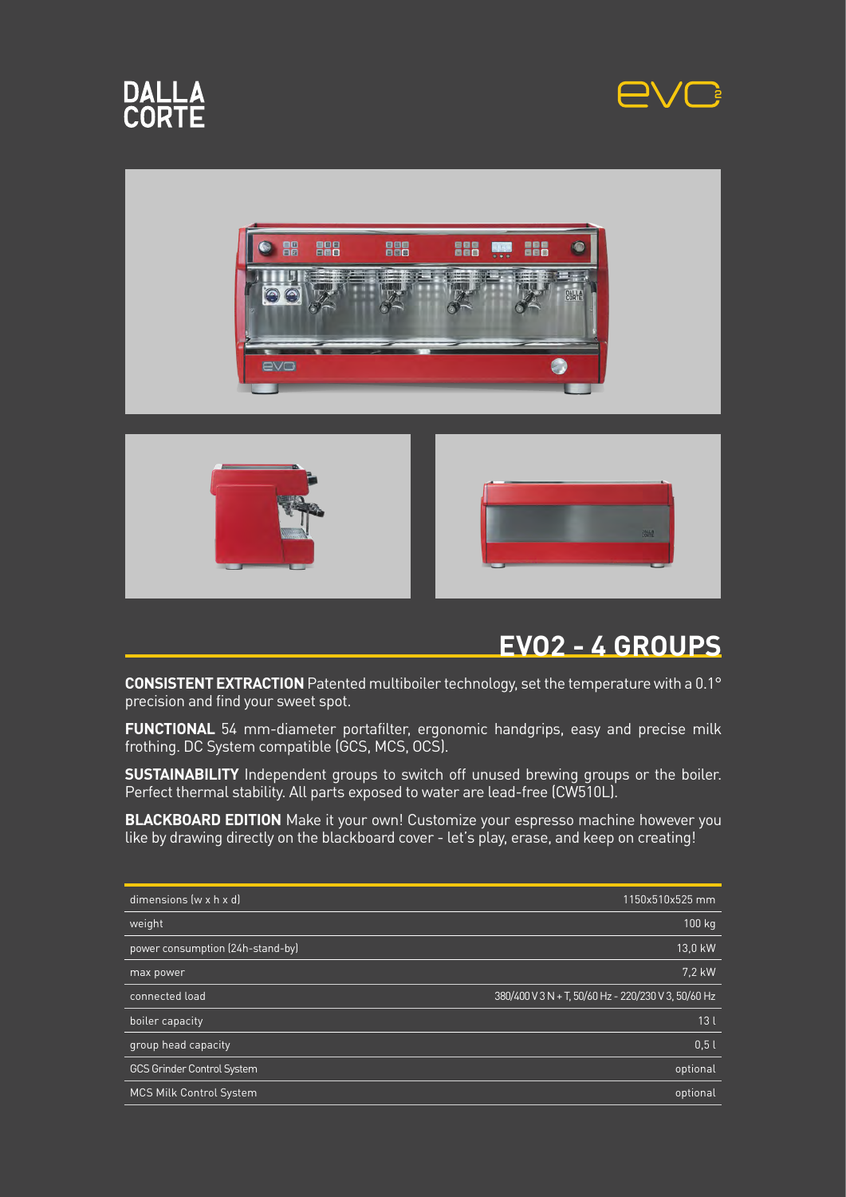DALLA CORTE

evo2

## EVO2 - 4 GROUPS

**CONSISTENT EXTRACTION** Patented multiboiler technology, set the temperature with a 0.1° precision and find your sweet spot.

**FUNCTIONAL** 54 mm-diameter portafilter, ergonomic handgrips, easy and precise milk frothing. DC System compatible (GCS, MCS, OCS).

**SUSTAINABILITY** Independent groups to switch off unused brewing groups or the boiler. Perfect thermal stability. All parts exposed to water are lead-free (CW510L).

**BLACKBOARD EDITION** Make it your own! Customize your espresso machine however you like by drawing directly on the blackboard cover - let's play, erase, and keep on creating!

| | |
|---|---|
| dimensions (w x h x d) | 1150x510x525 mm |
| weight | 100 kg |
| power consumption (24h-stand-by) | 13,0 kW |
| max power | 7,2 kW |
| connected load | 380/400 V 3 N + T, 50/60 Hz - 220/230 V 3, 50/60 Hz |
| boiler capacity | 13 l |
| group head capacity | 0,5 l |
| GCS Grinder Control System | optional |
| MCS Milk Control System | optional |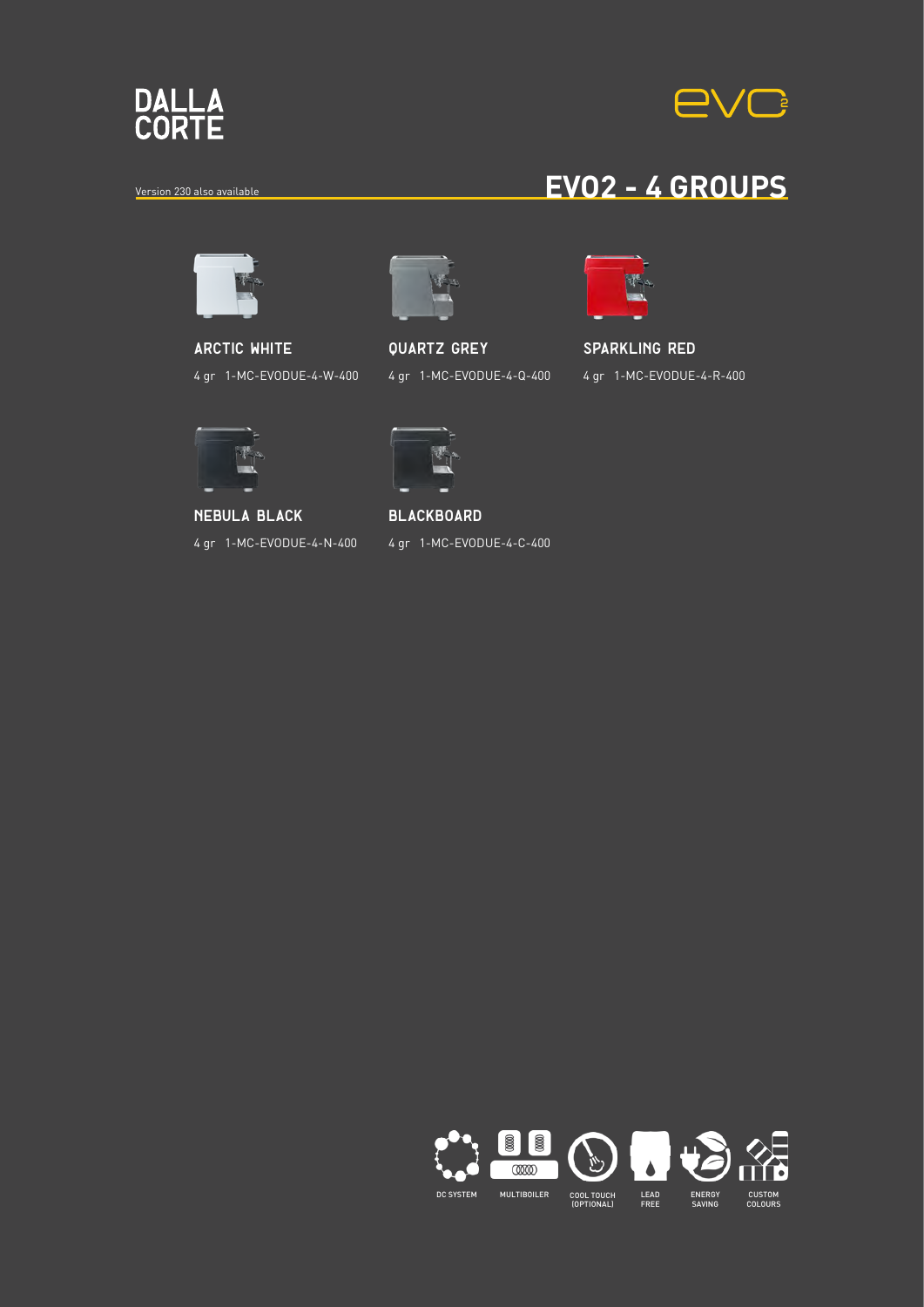DALLA CORTE

evo2

Version 230 also available

# EVO2 - 4 GROUPS

**ARCTIC WHITE**

4 gr 1-MC-EVODUE-4-W-400

**QUARTZ GREY**

4 gr 1-MC-EVODUE-4-Q-400

**SPARKLING RED**

4 gr 1-MC-EVODUE-4-R-400

**NEBULA BLACK**

4 gr 1-MC-EVODUE-4-N-400

**BLACKBOARD**

4 gr 1-MC-EVODUE-4-C-400

DC SYSTEM

MULTIBOILER

COOL TOUCH (OPTIONAL)

LEAD FREE

ENERGY SAVING

CUSTOM COLOURS